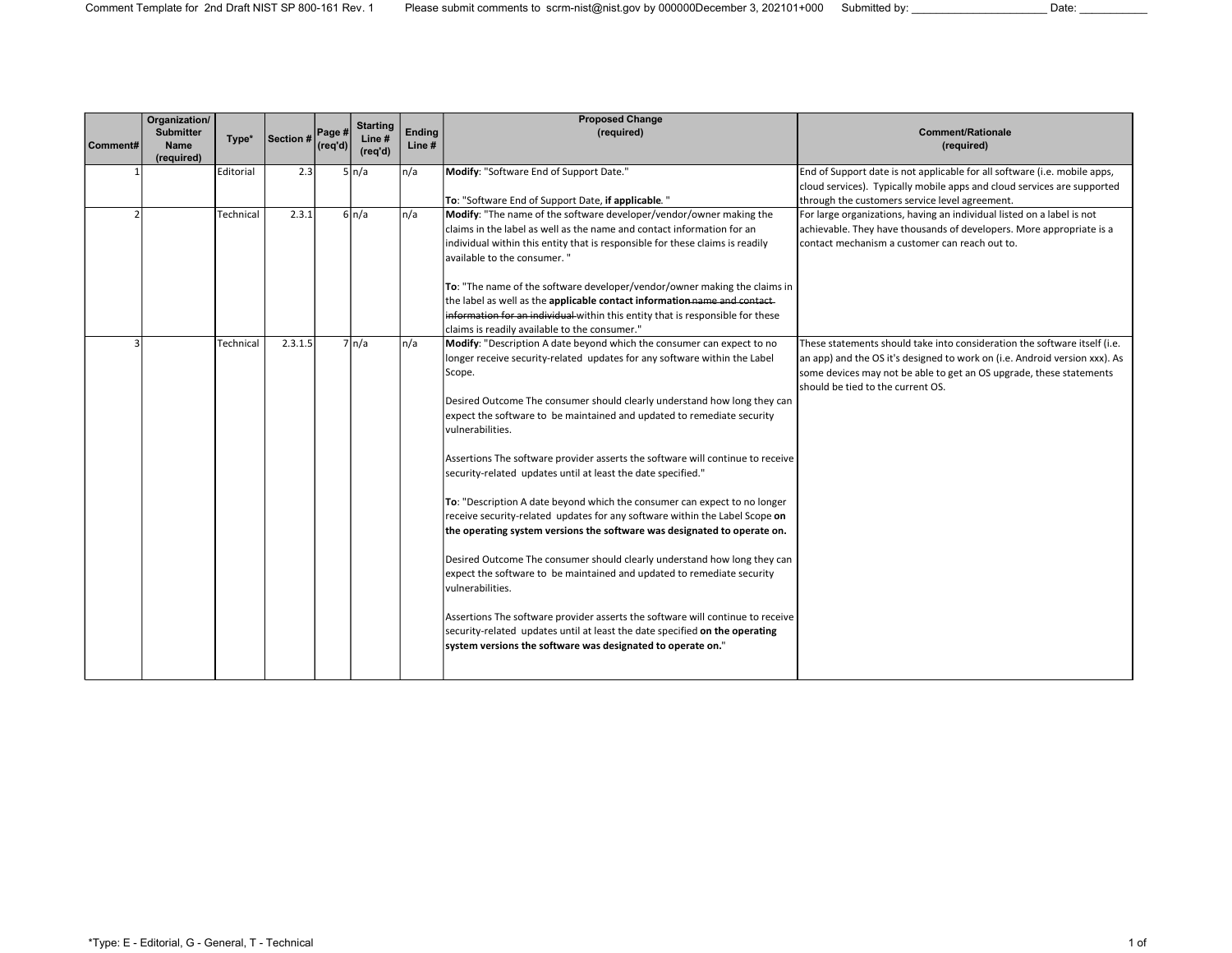Comment Template for 2nd Draft NIST SP 800-161 Rev. 1 Please submit comments to scrm-nist@nist.gov by 000000December 3, 202101+000 Submitted by: ______________________ Date: ___________

| Comment# | Organization/ Submitter Name (required) | Type* | Section # | Page # (req'd) | Starting Line # (req'd) | Ending Line # | Proposed Change (required) | Comment/Rationale (required) |
|---|---|---|---|---|---|---|---|---|
| 1 | | Editorial | 2.3 | 5 | n/a | n/a | **Modify**: "Software End of Support Date."<br><br>**To**: "Software End of Support Date, **if applicable**. " | End of Support date is not applicable for all software (i.e. mobile apps, cloud services). Typically mobile apps and cloud services are supported through the customers service level agreement. |
| 2 | | Technical | 2.3.1 | 6 | n/a | n/a | **Modify**: "The name of the software developer/vendor/owner making the claims in the label as well as the name and contact information for an individual within this entity that is responsible for these claims is readily available to the consumer. "<br><br>**To**: "The name of the software developer/vendor/owner making the claims in the label as well as the **applicable contact information**~~name and contact information for an individual~~ within this entity that is responsible for these claims is readily available to the consumer." | For large organizations, having an individual listed on a label is not achievable. They have thousands of developers. More appropriate is a contact mechanism a customer can reach out to. |
| 3 | | Technical | 2.3.1.5 | 7 | n/a | n/a | **Modify**: "Description A date beyond which the consumer can expect to no longer receive security-related updates for any software within the Label Scope.<br><br>Desired Outcome The consumer should clearly understand how long they can expect the software to be maintained and updated to remediate security vulnerabilities.<br><br>Assertions The software provider asserts the software will continue to receive security-related updates until at least the date specified."<br><br>**To**: "Description A date beyond which the consumer can expect to no longer receive security-related updates for any software within the Label Scope **on the operating system versions the software was designated to operate on.**<br><br>Desired Outcome The consumer should clearly understand how long they can expect the software to be maintained and updated to remediate security vulnerabilities.<br><br>Assertions The software provider asserts the software will continue to receive security-related updates until at least the date specified **on the operating system versions the software was designated to operate on.**" | These statements should take into consideration the software itself (i.e. an app) and the OS it's designed to work on (i.e. Android version xxx). As some devices may not be able to get an OS upgrade, these statements should be tied to the current OS. |

*Type: E - Editorial, G - General, T - Technical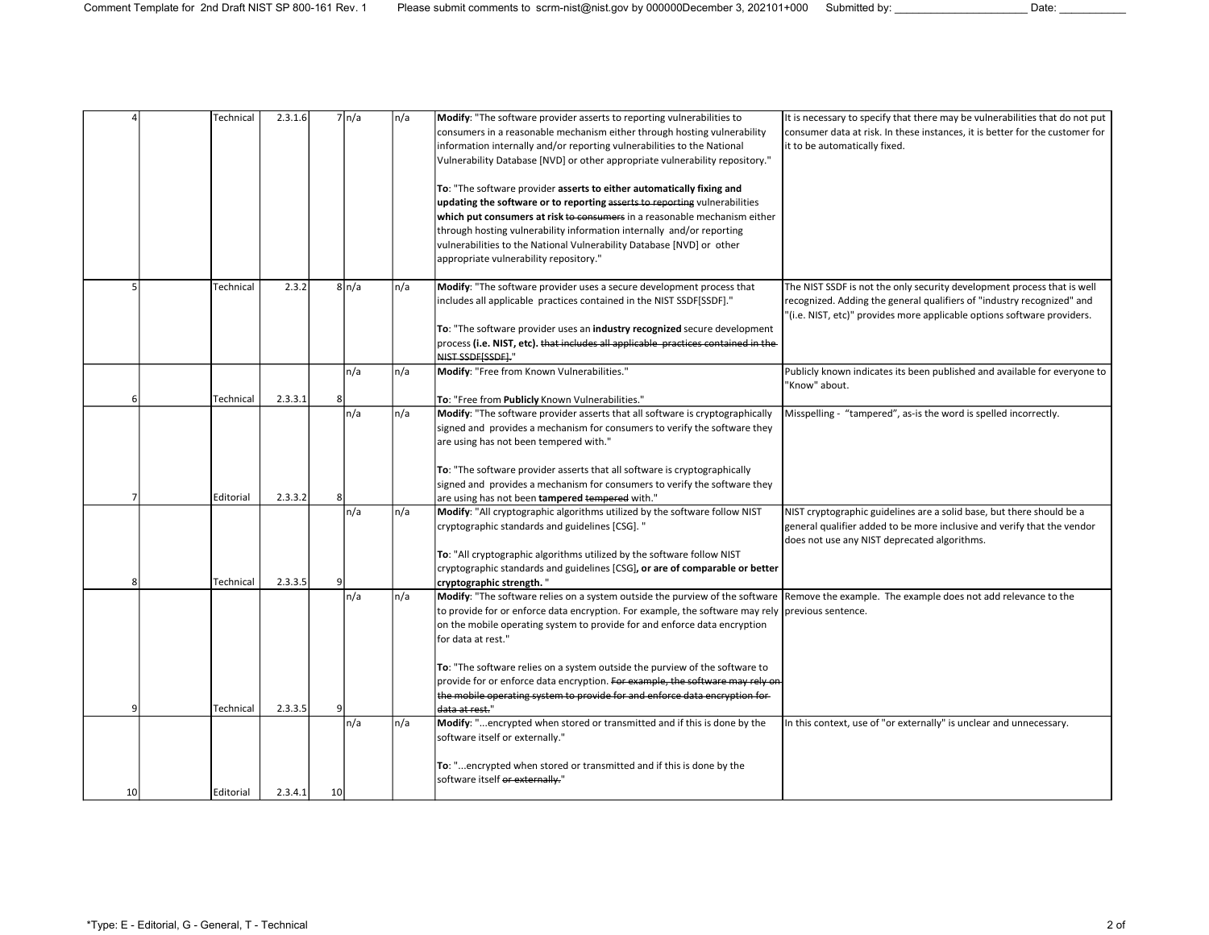| | | | | | | | | |
|---|---|---|---|---|---|---|---|---|
| 4 | | Technical | 2.3.1.6 | 7 | n/a | n/a | **Modify**: "The software provider asserts to reporting vulnerabilities to consumers in a reasonable mechanism either through hosting vulnerability information internally and/or reporting vulnerabilities to the National Vulnerability Database [NVD] or other appropriate vulnerability repository."<br><br>**To**: "The software provider **asserts to either automatically fixing and updating the software or to reporting** ~~asserts to reporting~~ vulnerabilities **which put consumers at risk** ~~to consumers~~ in a reasonable mechanism either through hosting vulnerability information internally and/or reporting vulnerabilities to the National Vulnerability Database [NVD] or other appropriate vulnerability repository." | It is necessary to specify that there may be vulnerabilities that do not put consumer data at risk. In these instances, it is better for the customer for it to be automatically fixed. |
| 5 | | Technical | 2.3.2 | 8 | n/a | n/a | **Modify**: "The software provider uses a secure development process that includes all applicable practices contained in the NIST SSDF[SSDF]."<br><br>**To**: "The software provider uses an **industry recognized** secure development process **(i.e. NIST, etc).** ~~that includes all applicable practices contained in the NIST SSDF[SSDF].~~" | The NIST SSDF is not the only security development process that is well recognized. Adding the general qualifiers of "industry recognized" and "(i.e. NIST, etc)" provides more applicable options software providers. |
| 6 | | Technical | 2.3.3.1 | 8 | n/a | n/a | **Modify**: "Free from Known Vulnerabilities."<br><br>**To**: "Free from **Publicly** Known Vulnerabilities." | Publicly known indicates its been published and available for everyone to "Know" about. |
| 7 | | Editorial | 2.3.3.2 | 8 | n/a | n/a | **Modify**: "The software provider asserts that all software is cryptographically signed and provides a mechanism for consumers to verify the software they are using has not been tempered with."<br><br>**To**: "The software provider asserts that all software is cryptographically signed and provides a mechanism for consumers to verify the software they are using has not been **tampered** ~~tempered~~ with." | Misspelling - "tampered", as-is the word is spelled incorrectly. |
| 8 | | Technical | 2.3.3.5 | 9 | n/a | n/a | **Modify**: "All cryptographic algorithms utilized by the software follow NIST cryptographic standards and guidelines [CSG]. "<br><br>**To**: "All cryptographic algorithms utilized by the software follow NIST cryptographic standards and guidelines [CSG]**, or are of comparable or better cryptographic strength.** " | NIST cryptographic guidelines are a solid base, but there should be a general qualifier added to be more inclusive and verify that the vendor does not use any NIST deprecated algorithms. |
| 9 | | Technical | 2.3.3.5 | 9 | n/a | n/a | **Modify**: "The software relies on a system outside the purview of the software to provide for or enforce data encryption. For example, the software may rely on the mobile operating system to provide for and enforce data encryption for data at rest."<br><br>**To**: "The software relies on a system outside the purview of the software to provide for or enforce data encryption. ~~For example, the software may rely on the mobile operating system to provide for and enforce data encryption for data at rest.~~" | Remove the example. The example does not add relevance to the previous sentence. |
| 10 | | Editorial | 2.3.4.1 | 10 | n/a | n/a | **Modify**: "...encrypted when stored or transmitted and if this is done by the software itself or externally."<br><br>**To**: "...encrypted when stored or transmitted and if this is done by the software itself ~~or externally.~~" | In this context, use of "or externally" is unclear and unnecessary. |

*Type: E - Editorial, G - General, T - Technical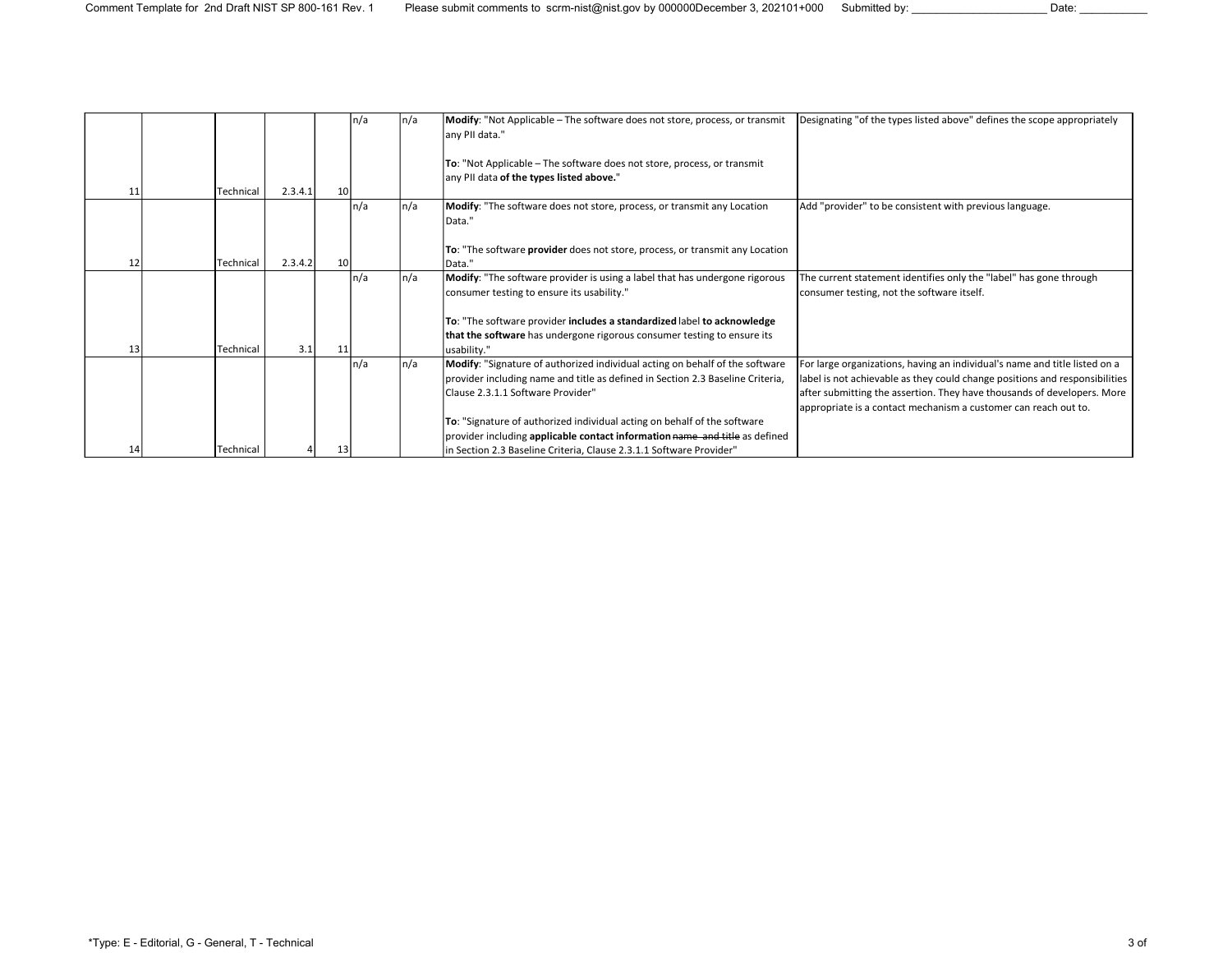| | | | | | | | | |
|---|---|---|---|---|---|---|---|---|
| 11 | | Technical | 2.3.4.1 | 10 | n/a | n/a | **Modify**: "Not Applicable – The software does not store, process, or transmit any PII data."<br><br>**To**: "Not Applicable – The software does not store, process, or transmit any PII data **of the types listed above.**" | Designating "of the types listed above" defines the scope appropriately |
| 12 | | Technical | 2.3.4.2 | 10 | n/a | n/a | **Modify**: "The software does not store, process, or transmit any Location Data."<br><br>**To**: "The software **provider** does not store, process, or transmit any Location Data." | Add "provider" to be consistent with previous language. |
| 13 | | Technical | 3.1 | 11 | n/a | n/a | **Modify**: "The software provider is using a label that has undergone rigorous consumer testing to ensure its usability."<br><br>**To**: "The software provider **includes a standardized** label **to acknowledge that the software** has undergone rigorous consumer testing to ensure its usability." | The current statement identifies only the "label" has gone through consumer testing, not the software itself. |
| 14 | | Technical | 4 | 13 | n/a | n/a | **Modify**: "Signature of authorized individual acting on behalf of the software provider including name and title as defined in Section 2.3 Baseline Criteria, Clause 2.3.1.1 Software Provider"<br><br>**To**: "Signature of authorized individual acting on behalf of the software provider including **applicable contact information** ~~name and title~~ as defined in Section 2.3 Baseline Criteria, Clause 2.3.1.1 Software Provider" | For large organizations, having an individual's name and title listed on a label is not achievable as they could change positions and responsibilities after submitting the assertion. They have thousands of developers. More appropriate is a contact mechanism a customer can reach out to. |

*Type: E - Editorial, G - General, T - Technical